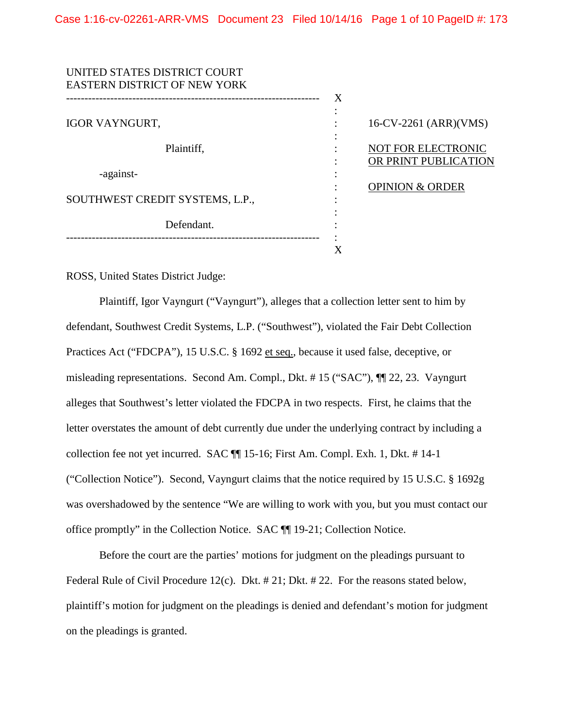UNITED STATES DISTRICT COURT
EASTERN DISTRICT OF NEW YORK

| | | |
|---|---|---|
| IGOR VAYNGURT, Plaintiff, -against- SOUTHWEST CREDIT SYSTEMS, L.P., Defendant. | : | 16-CV-2261 (ARR)(VMS) NOT FOR ELECTRONIC OR PRINT PUBLICATION OPINION & ORDER |

ROSS, United States District Judge:

Plaintiff, Igor Vayngurt ("Vayngurt"), alleges that a collection letter sent to him by defendant, Southwest Credit Systems, L.P. ("Southwest"), violated the Fair Debt Collection Practices Act ("FDCPA"), 15 U.S.C. § 1692 et seq., because it used false, deceptive, or misleading representations. Second Am. Compl., Dkt. # 15 ("SAC"), ¶¶ 22, 23. Vayngurt alleges that Southwest's letter violated the FDCPA in two respects. First, he claims that the letter overstates the amount of debt currently due under the underlying contract by including a collection fee not yet incurred. SAC ¶¶ 15-16; First Am. Compl. Exh. 1, Dkt. # 14-1 ("Collection Notice"). Second, Vayngurt claims that the notice required by 15 U.S.C. § 1692g was overshadowed by the sentence "We are willing to work with you, but you must contact our office promptly" in the Collection Notice. SAC ¶¶ 19-21; Collection Notice.

Before the court are the parties' motions for judgment on the pleadings pursuant to Federal Rule of Civil Procedure 12(c). Dkt. # 21; Dkt. # 22. For the reasons stated below, plaintiff's motion for judgment on the pleadings is denied and defendant's motion for judgment on the pleadings is granted.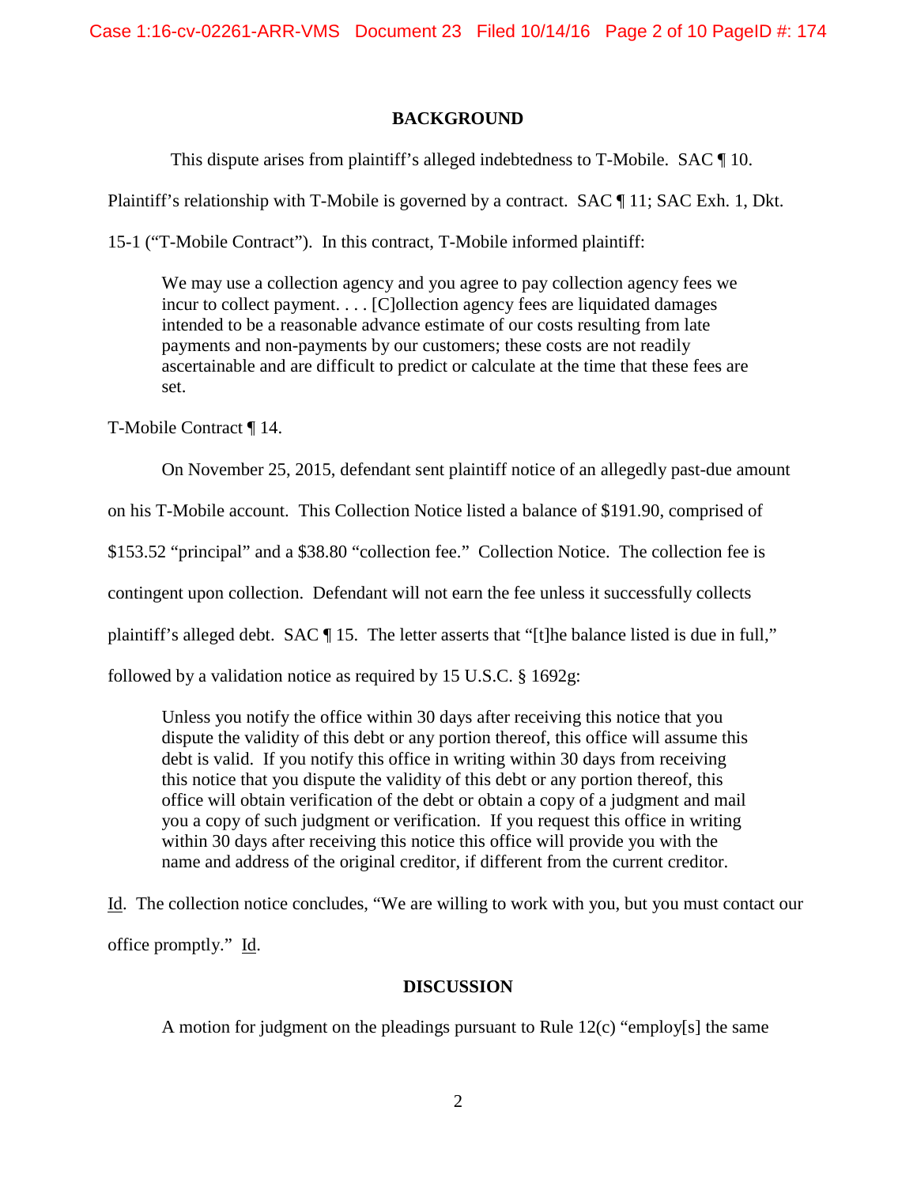## BACKGROUND

This dispute arises from plaintiff's alleged indebtedness to T-Mobile. SAC ¶ 10. Plaintiff's relationship with T-Mobile is governed by a contract. SAC ¶ 11; SAC Exh. 1, Dkt. 15-1 ("T-Mobile Contract"). In this contract, T-Mobile informed plaintiff:

> We may use a collection agency and you agree to pay collection agency fees we incur to collect payment. . . . [C]ollection agency fees are liquidated damages intended to be a reasonable advance estimate of our costs resulting from late payments and non-payments by our customers; these costs are not readily ascertainable and are difficult to predict or calculate at the time that these fees are set.

T-Mobile Contract ¶ 14.

On November 25, 2015, defendant sent plaintiff notice of an allegedly past-due amount on his T-Mobile account. This Collection Notice listed a balance of $191.90, comprised of $153.52 "principal" and a $38.80 "collection fee." Collection Notice. The collection fee is contingent upon collection. Defendant will not earn the fee unless it successfully collects plaintiff's alleged debt. SAC ¶ 15. The letter asserts that "[t]he balance listed is due in full," followed by a validation notice as required by 15 U.S.C. § 1692g:

> Unless you notify the office within 30 days after receiving this notice that you dispute the validity of this debt or any portion thereof, this office will assume this debt is valid. If you notify this office in writing within 30 days from receiving this notice that you dispute the validity of this debt or any portion thereof, this office will obtain verification of the debt or obtain a copy of a judgment and mail you a copy of such judgment or verification. If you request this office in writing within 30 days after receiving this notice this office will provide you with the name and address of the original creditor, if different from the current creditor.

Id. The collection notice concludes, "We are willing to work with you, but you must contact our office promptly." Id.

## DISCUSSION

A motion for judgment on the pleadings pursuant to Rule 12(c) "employ[s] the same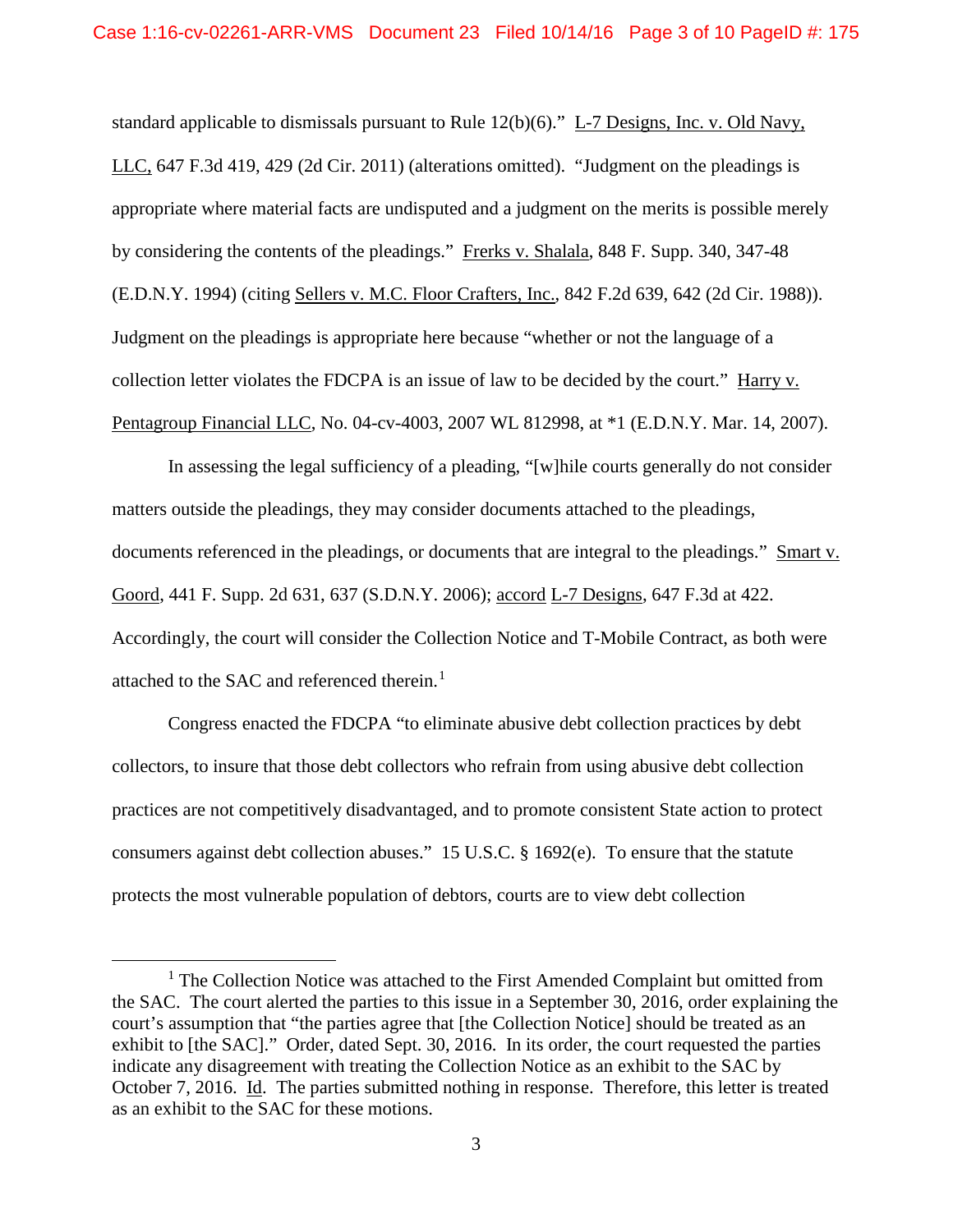standard applicable to dismissals pursuant to Rule 12(b)(6)." L-7 Designs, Inc. v. Old Navy, LLC, 647 F.3d 419, 429 (2d Cir. 2011) (alterations omitted). "Judgment on the pleadings is appropriate where material facts are undisputed and a judgment on the merits is possible merely by considering the contents of the pleadings." Frerks v. Shalala, 848 F. Supp. 340, 347-48 (E.D.N.Y. 1994) (citing Sellers v. M.C. Floor Crafters, Inc., 842 F.2d 639, 642 (2d Cir. 1988)). Judgment on the pleadings is appropriate here because "whether or not the language of a collection letter violates the FDCPA is an issue of law to be decided by the court." Harry v. Pentagroup Financial LLC, No. 04-cv-4003, 2007 WL 812998, at *1 (E.D.N.Y. Mar. 14, 2007).

In assessing the legal sufficiency of a pleading, "[w]hile courts generally do not consider matters outside the pleadings, they may consider documents attached to the pleadings, documents referenced in the pleadings, or documents that are integral to the pleadings." Smart v. Goord, 441 F. Supp. 2d 631, 637 (S.D.N.Y. 2006); accord L-7 Designs, 647 F.3d at 422. Accordingly, the court will consider the Collection Notice and T-Mobile Contract, as both were attached to the SAC and referenced therein.[1]

Congress enacted the FDCPA "to eliminate abusive debt collection practices by debt collectors, to insure that those debt collectors who refrain from using abusive debt collection practices are not competitively disadvantaged, and to promote consistent State action to protect consumers against debt collection abuses." 15 U.S.C. § 1692(e). To ensure that the statute protects the most vulnerable population of debtors, courts are to view debt collection

[1] The Collection Notice was attached to the First Amended Complaint but omitted from the SAC. The court alerted the parties to this issue in a September 30, 2016, order explaining the court's assumption that "the parties agree that [the Collection Notice] should be treated as an exhibit to [the SAC]." Order, dated Sept. 30, 2016. In its order, the court requested the parties indicate any disagreement with treating the Collection Notice as an exhibit to the SAC by October 7, 2016. Id. The parties submitted nothing in response. Therefore, this letter is treated as an exhibit to the SAC for these motions.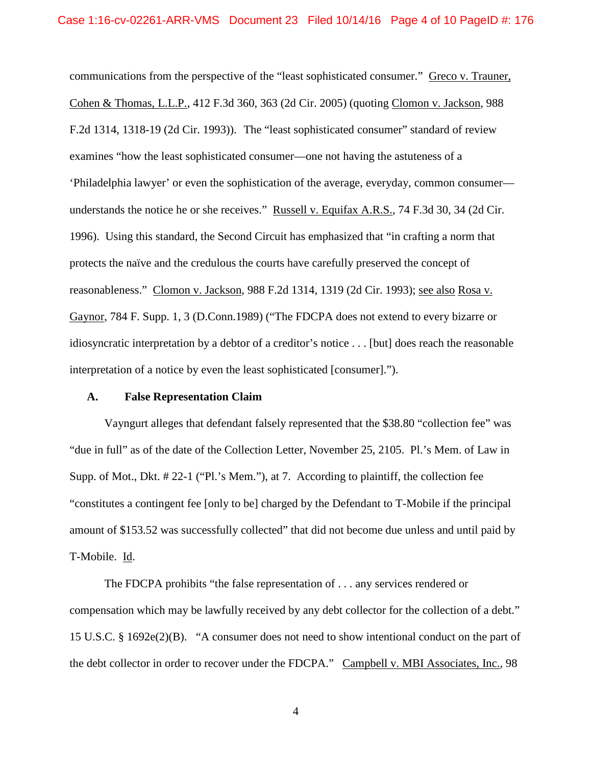communications from the perspective of the "least sophisticated consumer." Greco v. Trauner, Cohen & Thomas, L.L.P., 412 F.3d 360, 363 (2d Cir. 2005) (quoting Clomon v. Jackson, 988 F.2d 1314, 1318-19 (2d Cir. 1993)). The "least sophisticated consumer" standard of review examines "how the least sophisticated consumer—one not having the astuteness of a 'Philadelphia lawyer' or even the sophistication of the average, everyday, common consumer—understands the notice he or she receives." Russell v. Equifax A.R.S., 74 F.3d 30, 34 (2d Cir. 1996). Using this standard, the Second Circuit has emphasized that "in crafting a norm that protects the naïve and the credulous the courts have carefully preserved the concept of reasonableness." Clomon v. Jackson, 988 F.2d 1314, 1319 (2d Cir. 1993); see also Rosa v. Gaynor, 784 F. Supp. 1, 3 (D.Conn.1989) ("The FDCPA does not extend to every bizarre or idiosyncratic interpretation by a debtor of a creditor's notice . . . [but] does reach the reasonable interpretation of a notice by even the least sophisticated [consumer].").

### A. False Representation Claim

Vayngurt alleges that defendant falsely represented that the $38.80 "collection fee" was "due in full" as of the date of the Collection Letter, November 25, 2105. Pl.'s Mem. of Law in Supp. of Mot., Dkt. # 22-1 ("Pl.'s Mem."), at 7. According to plaintiff, the collection fee "constitutes a contingent fee [only to be] charged by the Defendant to T-Mobile if the principal amount of $153.52 was successfully collected" that did not become due unless and until paid by T-Mobile. Id.

The FDCPA prohibits "the false representation of . . . any services rendered or compensation which may be lawfully received by any debt collector for the collection of a debt." 15 U.S.C. § 1692e(2)(B). "A consumer does not need to show intentional conduct on the part of the debt collector in order to recover under the FDCPA." Campbell v. MBI Associates, Inc., 98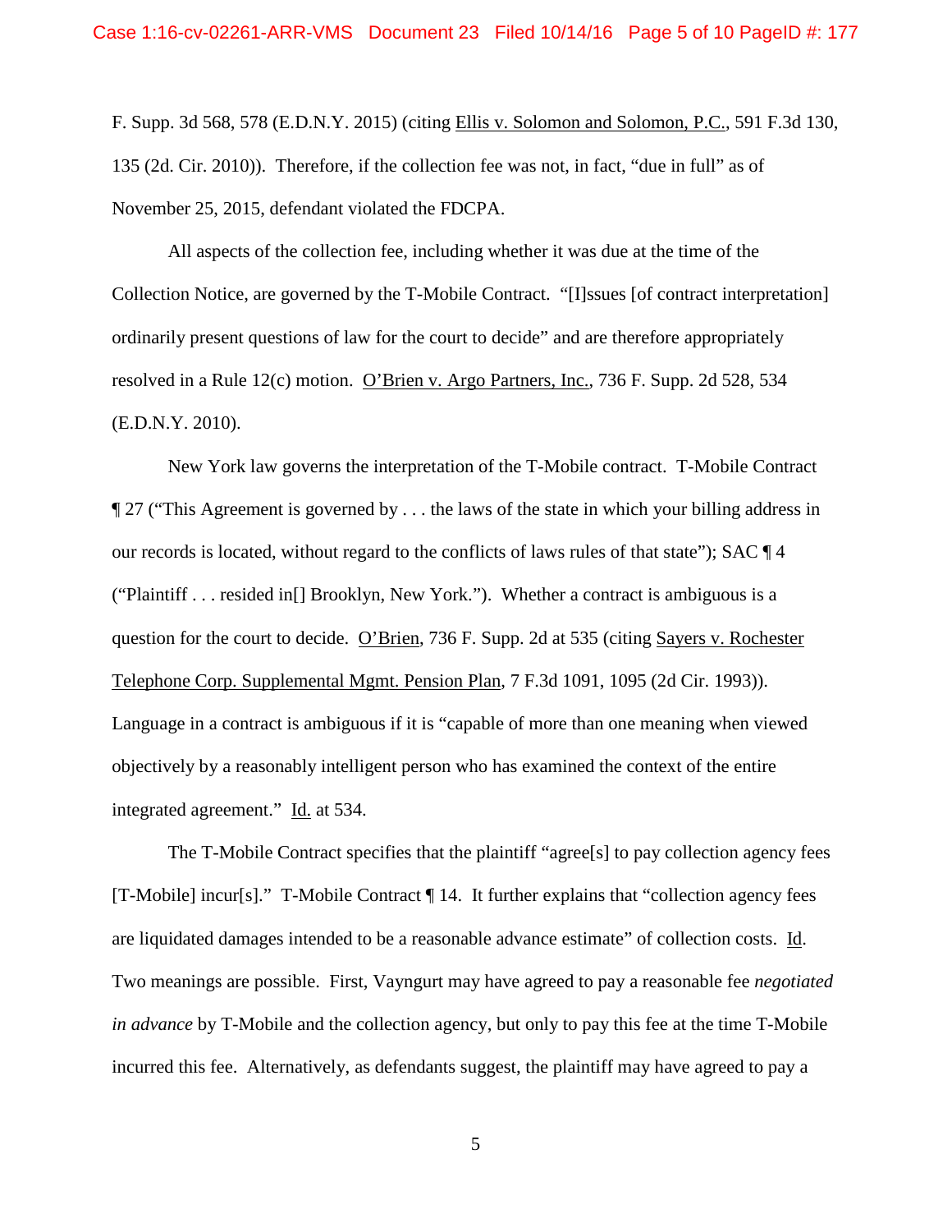F. Supp. 3d 568, 578 (E.D.N.Y. 2015) (citing Ellis v. Solomon and Solomon, P.C., 591 F.3d 130, 135 (2d. Cir. 2010)). Therefore, if the collection fee was not, in fact, "due in full" as of November 25, 2015, defendant violated the FDCPA.

All aspects of the collection fee, including whether it was due at the time of the Collection Notice, are governed by the T-Mobile Contract. "[I]ssues [of contract interpretation] ordinarily present questions of law for the court to decide" and are therefore appropriately resolved in a Rule 12(c) motion. O'Brien v. Argo Partners, Inc., 736 F. Supp. 2d 528, 534 (E.D.N.Y. 2010).

New York law governs the interpretation of the T-Mobile contract. T-Mobile Contract ¶ 27 ("This Agreement is governed by . . . the laws of the state in which your billing address in our records is located, without regard to the conflicts of laws rules of that state"); SAC ¶ 4 ("Plaintiff . . . resided in[] Brooklyn, New York."). Whether a contract is ambiguous is a question for the court to decide. O'Brien, 736 F. Supp. 2d at 535 (citing Sayers v. Rochester Telephone Corp. Supplemental Mgmt. Pension Plan, 7 F.3d 1091, 1095 (2d Cir. 1993)). Language in a contract is ambiguous if it is "capable of more than one meaning when viewed objectively by a reasonably intelligent person who has examined the context of the entire integrated agreement." Id. at 534.

The T-Mobile Contract specifies that the plaintiff "agree[s] to pay collection agency fees [T-Mobile] incur[s]." T-Mobile Contract ¶ 14. It further explains that "collection agency fees are liquidated damages intended to be a reasonable advance estimate" of collection costs. Id. Two meanings are possible. First, Vayngurt may have agreed to pay a reasonable fee *negotiated in advance* by T-Mobile and the collection agency, but only to pay this fee at the time T-Mobile incurred this fee. Alternatively, as defendants suggest, the plaintiff may have agreed to pay a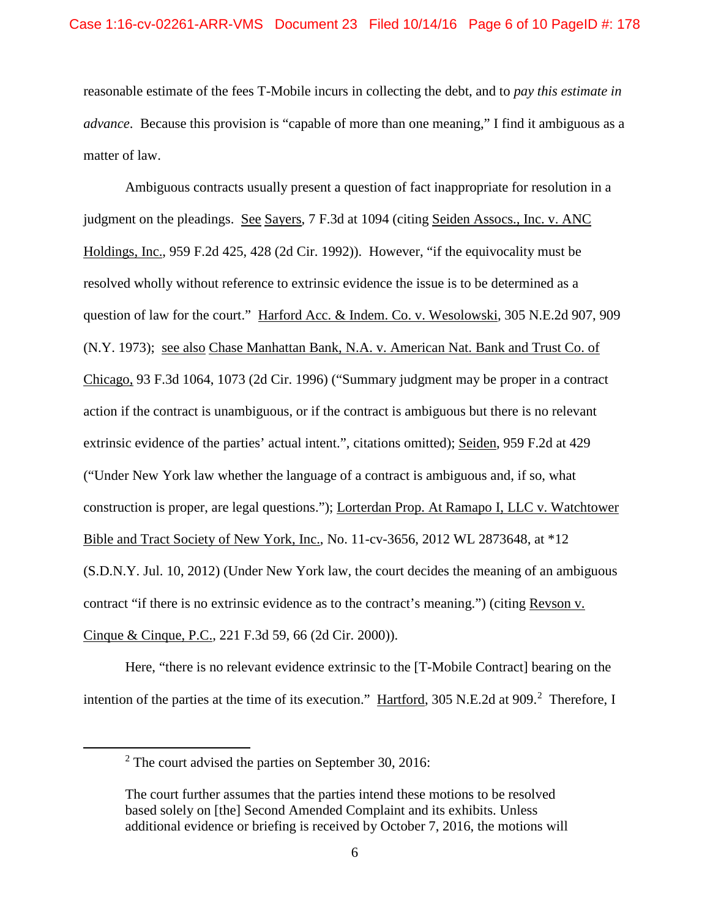reasonable estimate of the fees T-Mobile incurs in collecting the debt, and to *pay this estimate in advance*. Because this provision is "capable of more than one meaning," I find it ambiguous as a matter of law.

Ambiguous contracts usually present a question of fact inappropriate for resolution in a judgment on the pleadings. See Sayers, 7 F.3d at 1094 (citing Seiden Assocs., Inc. v. ANC Holdings, Inc., 959 F.2d 425, 428 (2d Cir. 1992)). However, "if the equivocality must be resolved wholly without reference to extrinsic evidence the issue is to be determined as a question of law for the court." Harford Acc. & Indem. Co. v. Wesolowski, 305 N.E.2d 907, 909 (N.Y. 1973); see also Chase Manhattan Bank, N.A. v. American Nat. Bank and Trust Co. of Chicago, 93 F.3d 1064, 1073 (2d Cir. 1996) ("Summary judgment may be proper in a contract action if the contract is unambiguous, or if the contract is ambiguous but there is no relevant extrinsic evidence of the parties' actual intent.", citations omitted); Seiden, 959 F.2d at 429 ("Under New York law whether the language of a contract is ambiguous and, if so, what construction is proper, are legal questions."); Lorterdan Prop. At Ramapo I, LLC v. Watchtower Bible and Tract Society of New York, Inc., No. 11-cv-3656, 2012 WL 2873648, at *12 (S.D.N.Y. Jul. 10, 2012) (Under New York law, the court decides the meaning of an ambiguous contract "if there is no extrinsic evidence as to the contract's meaning.") (citing Revson v. Cinque & Cinque, P.C., 221 F.3d 59, 66 (2d Cir. 2000)).

Here, "there is no relevant evidence extrinsic to the [T-Mobile Contract] bearing on the intention of the parties at the time of its execution." Hartford, 305 N.E.2d at 909.[2] Therefore, I

---

[2] The court advised the parties on September 30, 2016:

> The court further assumes that the parties intend these motions to be resolved based solely on [the] Second Amended Complaint and its exhibits. Unless additional evidence or briefing is received by October 7, 2016, the motions will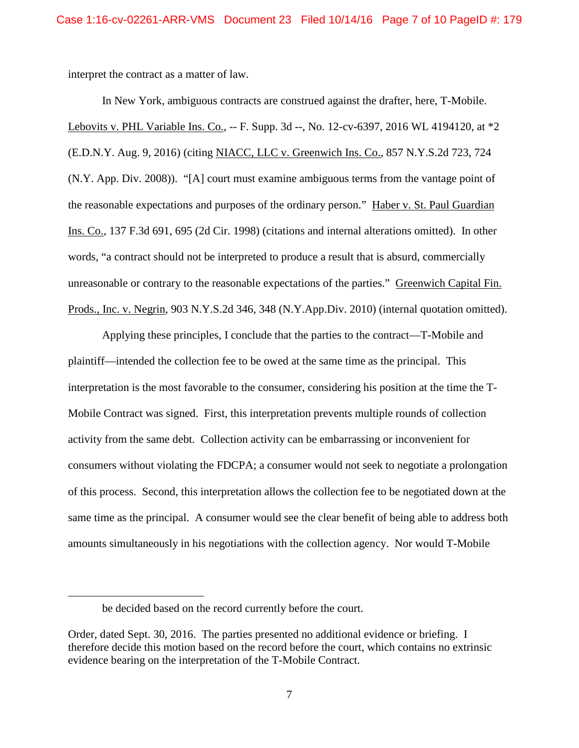interpret the contract as a matter of law.

In New York, ambiguous contracts are construed against the drafter, here, T-Mobile. Lebovits v. PHL Variable Ins. Co., -- F. Supp. 3d --, No. 12-cv-6397, 2016 WL 4194120, at *2 (E.D.N.Y. Aug. 9, 2016) (citing NIACC, LLC v. Greenwich Ins. Co., 857 N.Y.S.2d 723, 724 (N.Y. App. Div. 2008)). "[A] court must examine ambiguous terms from the vantage point of the reasonable expectations and purposes of the ordinary person." Haber v. St. Paul Guardian Ins. Co., 137 F.3d 691, 695 (2d Cir. 1998) (citations and internal alterations omitted). In other words, "a contract should not be interpreted to produce a result that is absurd, commercially unreasonable or contrary to the reasonable expectations of the parties." Greenwich Capital Fin. Prods., Inc. v. Negrin, 903 N.Y.S.2d 346, 348 (N.Y.App.Div. 2010) (internal quotation omitted).

Applying these principles, I conclude that the parties to the contract—T-Mobile and plaintiff—intended the collection fee to be owed at the same time as the principal. This interpretation is the most favorable to the consumer, considering his position at the time the T-Mobile Contract was signed. First, this interpretation prevents multiple rounds of collection activity from the same debt. Collection activity can be embarrassing or inconvenient for consumers without violating the FDCPA; a consumer would not seek to negotiate a prolongation of this process. Second, this interpretation allows the collection fee to be negotiated down at the same time as the principal. A consumer would see the clear benefit of being able to address both amounts simultaneously in his negotiations with the collection agency. Nor would T-Mobile

---

be decided based on the record currently before the court.

Order, dated Sept. 30, 2016. The parties presented no additional evidence or briefing. I therefore decide this motion based on the record before the court, which contains no extrinsic evidence bearing on the interpretation of the T-Mobile Contract.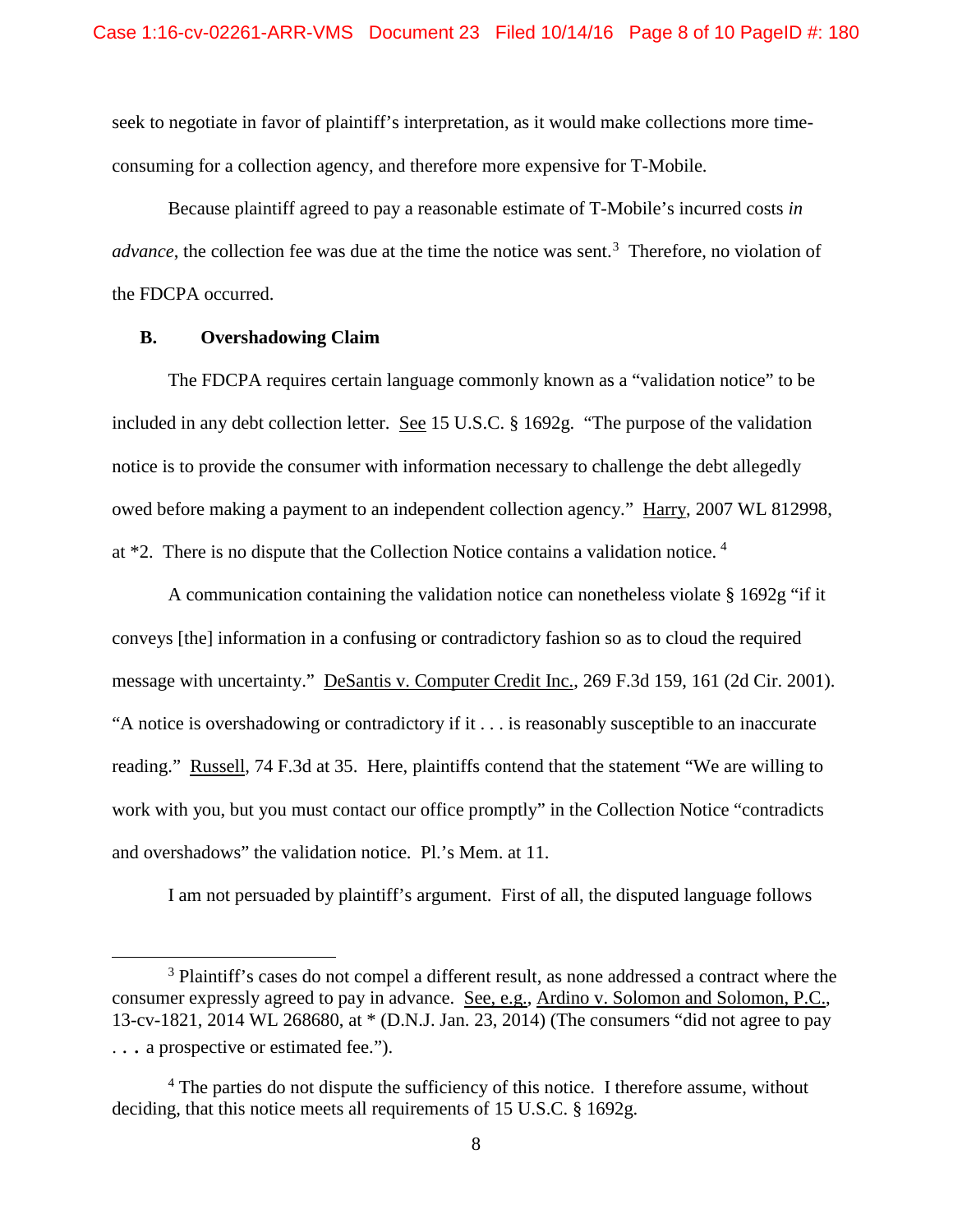seek to negotiate in favor of plaintiff's interpretation, as it would make collections more time-consuming for a collection agency, and therefore more expensive for T-Mobile.

Because plaintiff agreed to pay a reasonable estimate of T-Mobile's incurred costs *in advance*, the collection fee was due at the time the notice was sent.[3] Therefore, no violation of the FDCPA occurred.

**B. Overshadowing Claim**

The FDCPA requires certain language commonly known as a "validation notice" to be included in any debt collection letter. See 15 U.S.C. § 1692g. "The purpose of the validation notice is to provide the consumer with information necessary to challenge the debt allegedly owed before making a payment to an independent collection agency." Harry, 2007 WL 812998, at *2. There is no dispute that the Collection Notice contains a validation notice.[4]

A communication containing the validation notice can nonetheless violate § 1692g "if it conveys [the] information in a confusing or contradictory fashion so as to cloud the required message with uncertainty." DeSantis v. Computer Credit Inc., 269 F.3d 159, 161 (2d Cir. 2001). "A notice is overshadowing or contradictory if it . . . is reasonably susceptible to an inaccurate reading." Russell, 74 F.3d at 35. Here, plaintiffs contend that the statement "We are willing to work with you, but you must contact our office promptly" in the Collection Notice "contradicts and overshadows" the validation notice. Pl.'s Mem. at 11.

I am not persuaded by plaintiff's argument. First of all, the disputed language follows

---

[3] Plaintiff's cases do not compel a different result, as none addressed a contract where the consumer expressly agreed to pay in advance. See, e.g., Ardino v. Solomon and Solomon, P.C., 13-cv-1821, 2014 WL 268680, at * (D.N.J. Jan. 23, 2014) (The consumers "did not agree to pay . . . a prospective or estimated fee.").

[4] The parties do not dispute the sufficiency of this notice. I therefore assume, without deciding, that this notice meets all requirements of 15 U.S.C. § 1692g.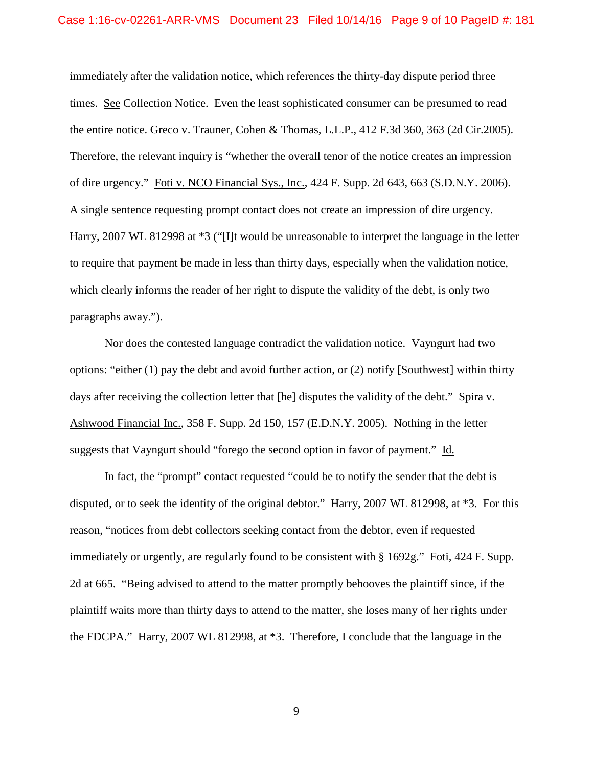immediately after the validation notice, which references the thirty-day dispute period three times. See Collection Notice. Even the least sophisticated consumer can be presumed to read the entire notice. Greco v. Trauner, Cohen & Thomas, L.L.P., 412 F.3d 360, 363 (2d Cir.2005). Therefore, the relevant inquiry is "whether the overall tenor of the notice creates an impression of dire urgency." Foti v. NCO Financial Sys., Inc., 424 F. Supp. 2d 643, 663 (S.D.N.Y. 2006). A single sentence requesting prompt contact does not create an impression of dire urgency. Harry, 2007 WL 812998 at *3 ("[I]t would be unreasonable to interpret the language in the letter to require that payment be made in less than thirty days, especially when the validation notice, which clearly informs the reader of her right to dispute the validity of the debt, is only two paragraphs away.").

Nor does the contested language contradict the validation notice. Vayngurt had two options: "either (1) pay the debt and avoid further action, or (2) notify [Southwest] within thirty days after receiving the collection letter that [he] disputes the validity of the debt." Spira v. Ashwood Financial Inc., 358 F. Supp. 2d 150, 157 (E.D.N.Y. 2005). Nothing in the letter suggests that Vayngurt should "forego the second option in favor of payment." Id.

In fact, the "prompt" contact requested "could be to notify the sender that the debt is disputed, or to seek the identity of the original debtor." Harry, 2007 WL 812998, at *3. For this reason, "notices from debt collectors seeking contact from the debtor, even if requested immediately or urgently, are regularly found to be consistent with § 1692g." Foti, 424 F. Supp. 2d at 665. "Being advised to attend to the matter promptly behooves the plaintiff since, if the plaintiff waits more than thirty days to attend to the matter, she loses many of her rights under the FDCPA." Harry, 2007 WL 812998, at *3. Therefore, I conclude that the language in the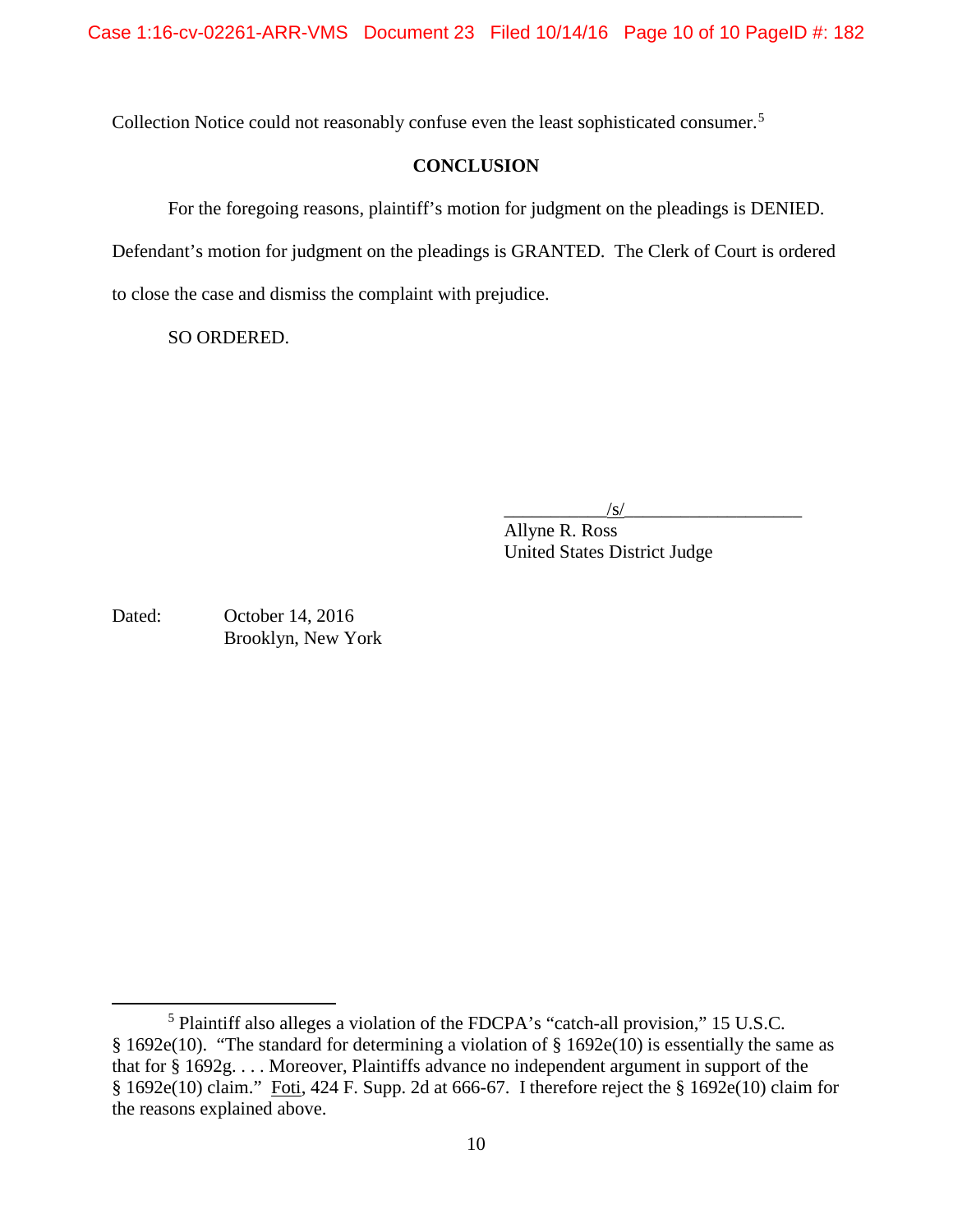Collection Notice could not reasonably confuse even the least sophisticated consumer.[5]

## CONCLUSION

For the foregoing reasons, plaintiff's motion for judgment on the pleadings is DENIED. Defendant's motion for judgment on the pleadings is GRANTED. The Clerk of Court is ordered to close the case and dismiss the complaint with prejudice.

SO ORDERED.

/s/
Allyne R. Ross
United States District Judge

Dated: October 14, 2016
Brooklyn, New York

[5] Plaintiff also alleges a violation of the FDCPA's "catch-all provision," 15 U.S.C. § 1692e(10). "The standard for determining a violation of § 1692e(10) is essentially the same as that for § 1692g. . . . Moreover, Plaintiffs advance no independent argument in support of the § 1692e(10) claim." Foti, 424 F. Supp. 2d at 666-67. I therefore reject the § 1692e(10) claim for the reasons explained above.